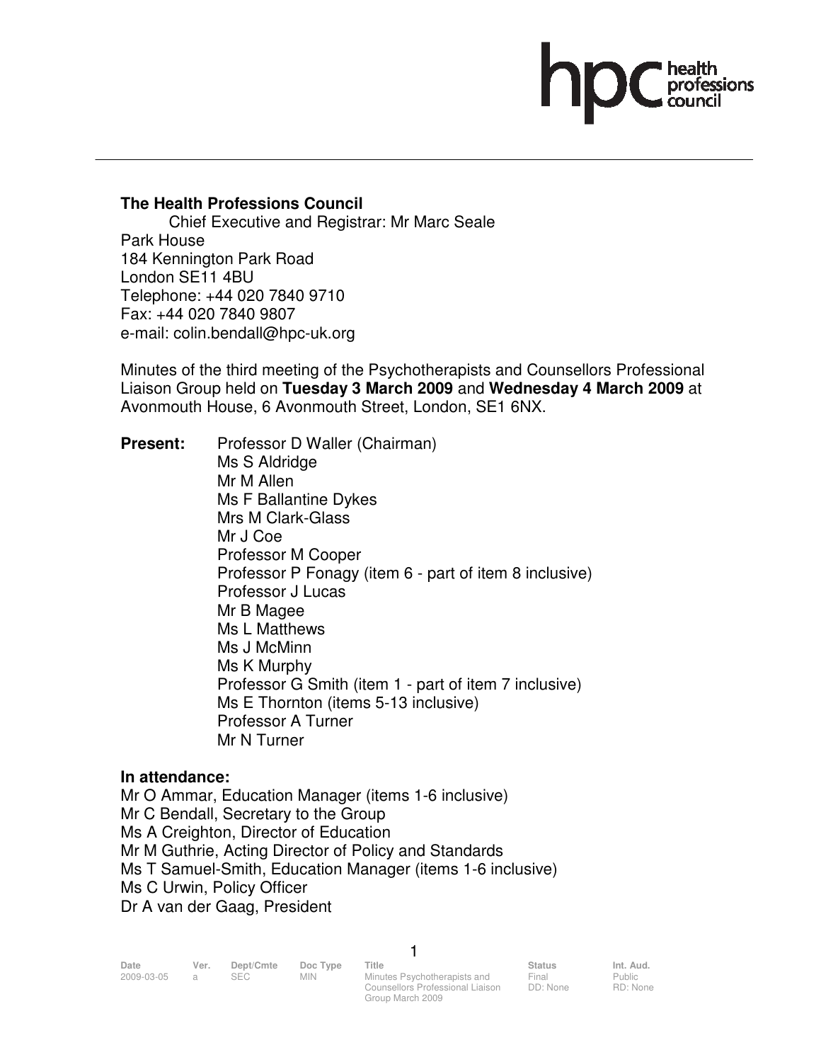**The Health Professions Council**

Chief Executive and Registrar: Mr Marc Seale
Park House
184 Kennington Park Road
London SE11 4BU
Telephone: +44 020 7840 9710
Fax: +44 020 7840 9807
e-mail: colin.bendall@hpc-uk.org

Minutes of the third meeting of the Psychotherapists and Counsellors Professional Liaison Group held on **Tuesday 3 March 2009** and **Wednesday 4 March 2009** at Avonmouth House, 6 Avonmouth Street, London, SE1 6NX.

**Present:**

Professor D Waller (Chairman)
Ms S Aldridge
Mr M Allen
Ms F Ballantine Dykes
Mrs M Clark-Glass
Mr J Coe
Professor M Cooper
Professor P Fonagy (item 6 - part of item 8 inclusive)
Professor J Lucas
Mr B Magee
Ms L Matthews
Ms J McMinn
Ms K Murphy
Professor G Smith (item 1 - part of item 7 inclusive)
Ms E Thornton (items 5-13 inclusive)
Professor A Turner
Mr N Turner

**In attendance:**

Mr O Ammar, Education Manager (items 1-6 inclusive)
Mr C Bendall, Secretary to the Group
Ms A Creighton, Director of Education
Mr M Guthrie, Acting Director of Policy and Standards
Ms T Samuel-Smith, Education Manager (items 1-6 inclusive)
Ms C Urwin, Policy Officer
Dr A van der Gaag, President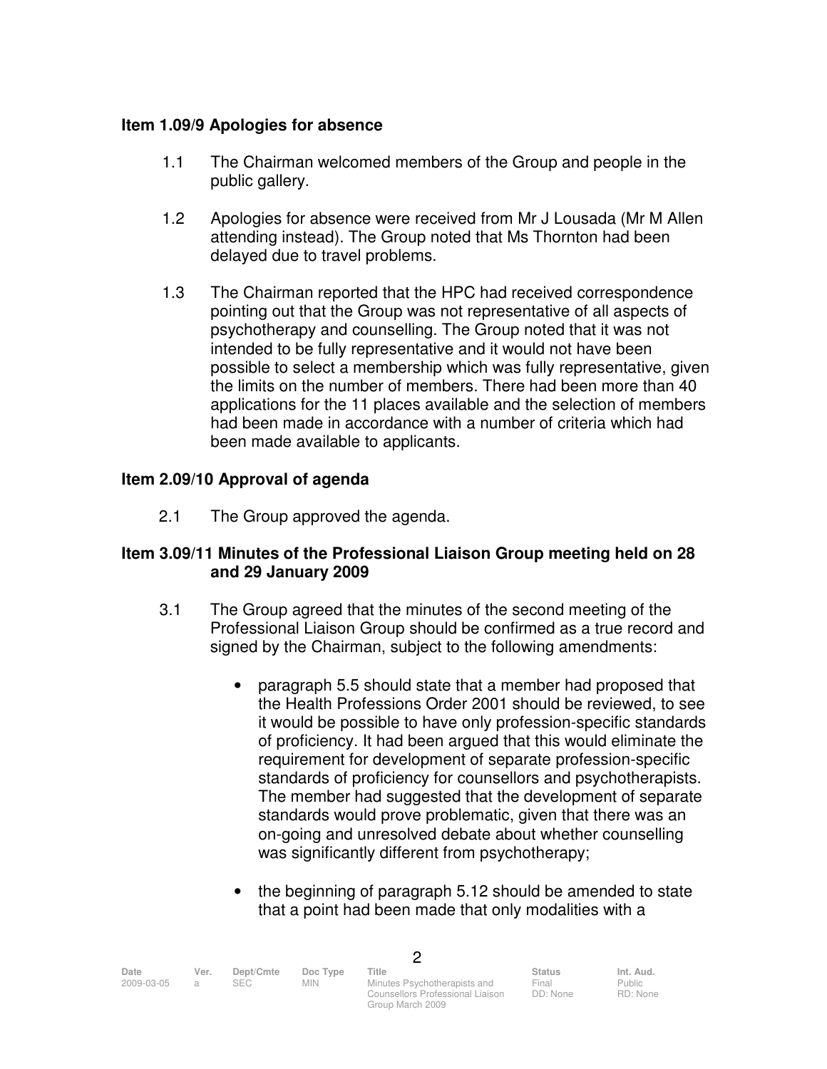### Item 1.09/9 Apologies for absence

1.1 The Chairman welcomed members of the Group and people in the public gallery.

1.2 Apologies for absence were received from Mr J Lousada (Mr M Allen attending instead). The Group noted that Ms Thornton had been delayed due to travel problems.

1.3 The Chairman reported that the HPC had received correspondence pointing out that the Group was not representative of all aspects of psychotherapy and counselling. The Group noted that it was not intended to be fully representative and it would not have been possible to select a membership which was fully representative, given the limits on the number of members. There had been more than 40 applications for the 11 places available and the selection of members had been made in accordance with a number of criteria which had been made available to applicants.

### Item 2.09/10 Approval of agenda

2.1 The Group approved the agenda.

### Item 3.09/11 Minutes of the Professional Liaison Group meeting held on 28 and 29 January 2009

3.1 The Group agreed that the minutes of the second meeting of the Professional Liaison Group should be confirmed as a true record and signed by the Chairman, subject to the following amendments:

- paragraph 5.5 should state that a member had proposed that the Health Professions Order 2001 should be reviewed, to see it would be possible to have only profession-specific standards of proficiency. It had been argued that this would eliminate the requirement for development of separate profession-specific standards of proficiency for counsellors and psychotherapists. The member had suggested that the development of separate standards would prove problematic, given that there was an on-going and unresolved debate about whether counselling was significantly different from psychotherapy;

- the beginning of paragraph 5.12 should be amended to state that a point had been made that only modalities with a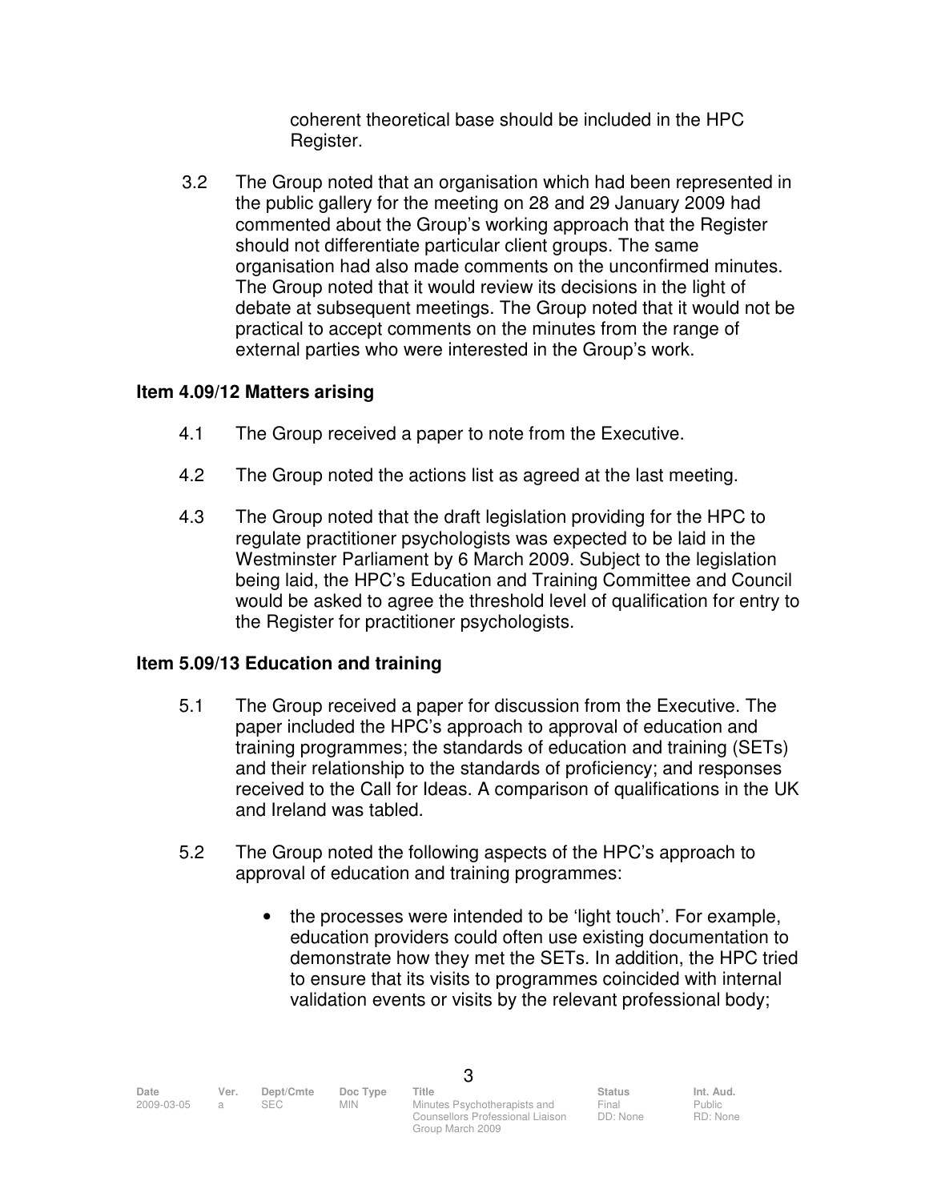coherent theoretical base should be included in the HPC Register.

3.2 The Group noted that an organisation which had been represented in the public gallery for the meeting on 28 and 29 January 2009 had commented about the Group's working approach that the Register should not differentiate particular client groups. The same organisation had also made comments on the unconfirmed minutes. The Group noted that it would review its decisions in the light of debate at subsequent meetings. The Group noted that it would not be practical to accept comments on the minutes from the range of external parties who were interested in the Group's work.

**Item 4.09/12 Matters arising**

4.1 The Group received a paper to note from the Executive.

4.2 The Group noted the actions list as agreed at the last meeting.

4.3 The Group noted that the draft legislation providing for the HPC to regulate practitioner psychologists was expected to be laid in the Westminster Parliament by 6 March 2009. Subject to the legislation being laid, the HPC's Education and Training Committee and Council would be asked to agree the threshold level of qualification for entry to the Register for practitioner psychologists.

**Item 5.09/13 Education and training**

5.1 The Group received a paper for discussion from the Executive. The paper included the HPC's approach to approval of education and training programmes; the standards of education and training (SETs) and their relationship to the standards of proficiency; and responses received to the Call for Ideas. A comparison of qualifications in the UK and Ireland was tabled.

5.2 The Group noted the following aspects of the HPC's approach to approval of education and training programmes:

- the processes were intended to be 'light touch'. For example, education providers could often use existing documentation to demonstrate how they met the SETs. In addition, the HPC tried to ensure that its visits to programmes coincided with internal validation events or visits by the relevant professional body;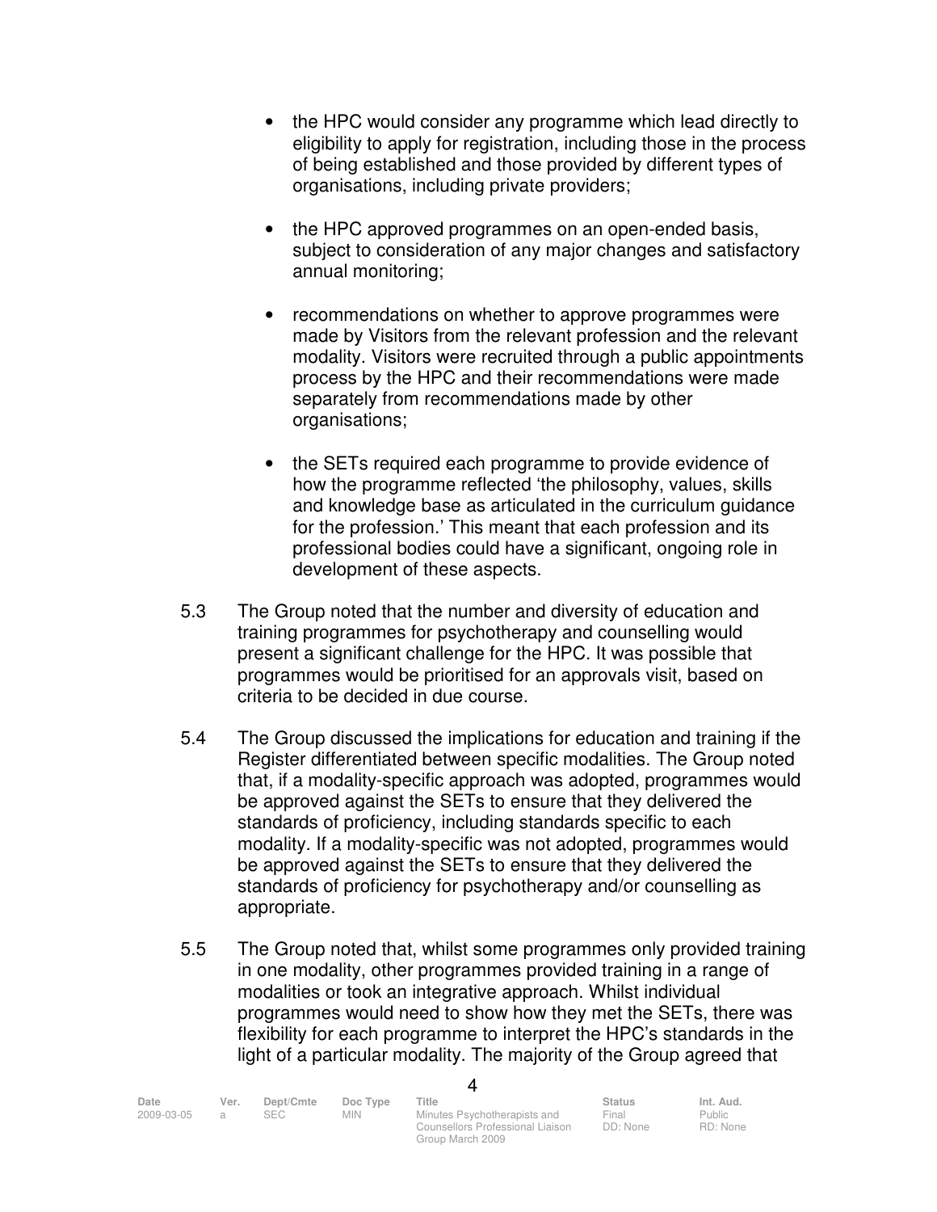- the HPC would consider any programme which lead directly to eligibility to apply for registration, including those in the process of being established and those provided by different types of organisations, including private providers;

- the HPC approved programmes on an open-ended basis, subject to consideration of any major changes and satisfactory annual monitoring;

- recommendations on whether to approve programmes were made by Visitors from the relevant profession and the relevant modality. Visitors were recruited through a public appointments process by the HPC and their recommendations were made separately from recommendations made by other organisations;

- the SETs required each programme to provide evidence of how the programme reflected 'the philosophy, values, skills and knowledge base as articulated in the curriculum guidance for the profession.' This meant that each profession and its professional bodies could have a significant, ongoing role in development of these aspects.

5.3 The Group noted that the number and diversity of education and training programmes for psychotherapy and counselling would present a significant challenge for the HPC. It was possible that programmes would be prioritised for an approvals visit, based on criteria to be decided in due course.

5.4 The Group discussed the implications for education and training if the Register differentiated between specific modalities. The Group noted that, if a modality-specific approach was adopted, programmes would be approved against the SETs to ensure that they delivered the standards of proficiency, including standards specific to each modality. If a modality-specific was not adopted, programmes would be approved against the SETs to ensure that they delivered the standards of proficiency for psychotherapy and/or counselling as appropriate.

5.5 The Group noted that, whilst some programmes only provided training in one modality, other programmes provided training in a range of modalities or took an integrative approach. Whilst individual programmes would need to show how they met the SETs, there was flexibility for each programme to interpret the HPC's standards in the light of a particular modality. The majority of the Group agreed that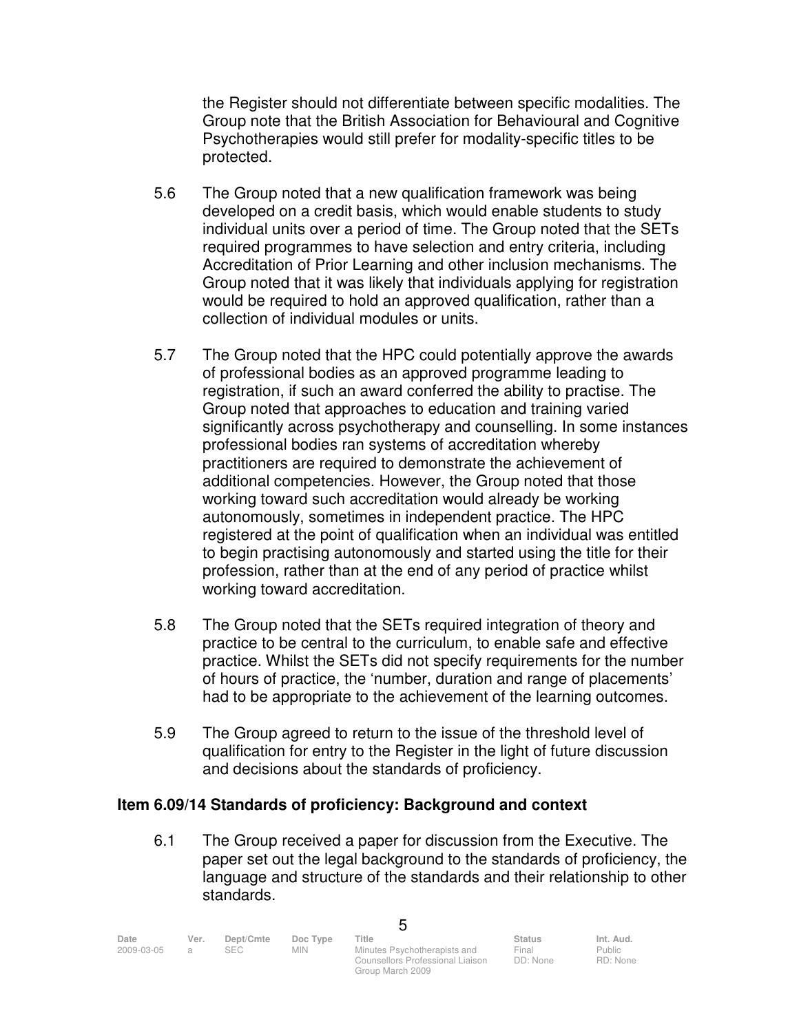the Register should not differentiate between specific modalities. The Group note that the British Association for Behavioural and Cognitive Psychotherapies would still prefer for modality-specific titles to be protected.

5.6 The Group noted that a new qualification framework was being developed on a credit basis, which would enable students to study individual units over a period of time. The Group noted that the SETs required programmes to have selection and entry criteria, including Accreditation of Prior Learning and other inclusion mechanisms. The Group noted that it was likely that individuals applying for registration would be required to hold an approved qualification, rather than a collection of individual modules or units.

5.7 The Group noted that the HPC could potentially approve the awards of professional bodies as an approved programme leading to registration, if such an award conferred the ability to practise. The Group noted that approaches to education and training varied significantly across psychotherapy and counselling. In some instances professional bodies ran systems of accreditation whereby practitioners are required to demonstrate the achievement of additional competencies. However, the Group noted that those working toward such accreditation would already be working autonomously, sometimes in independent practice. The HPC registered at the point of qualification when an individual was entitled to begin practising autonomously and started using the title for their profession, rather than at the end of any period of practice whilst working toward accreditation.

5.8 The Group noted that the SETs required integration of theory and practice to be central to the curriculum, to enable safe and effective practice. Whilst the SETs did not specify requirements for the number of hours of practice, the 'number, duration and range of placements' had to be appropriate to the achievement of the learning outcomes.

5.9 The Group agreed to return to the issue of the threshold level of qualification for entry to the Register in the light of future discussion and decisions about the standards of proficiency.

**Item 6.09/14 Standards of proficiency: Background and context**

6.1 The Group received a paper for discussion from the Executive. The paper set out the legal background to the standards of proficiency, the language and structure of the standards and their relationship to other standards.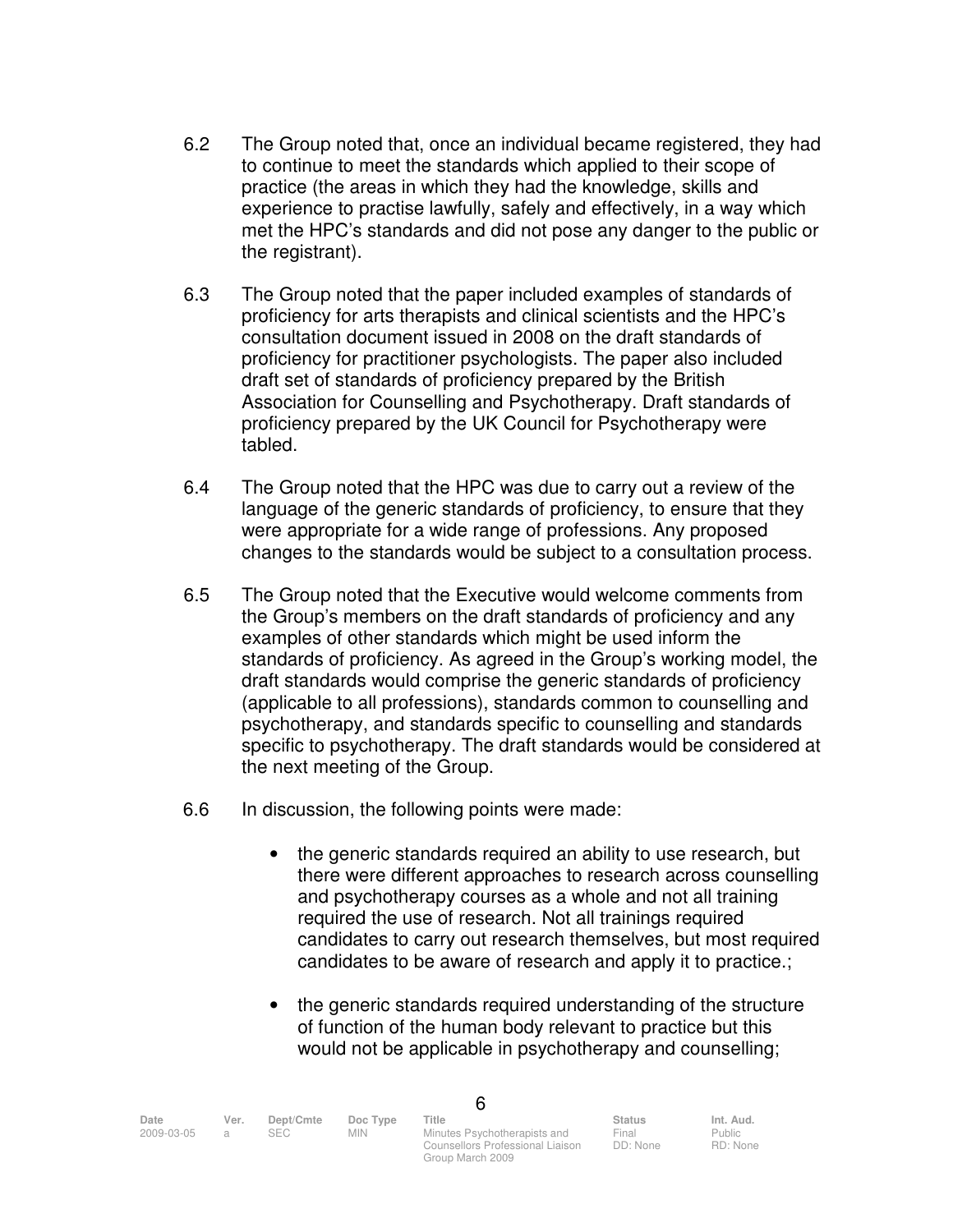6.2 The Group noted that, once an individual became registered, they had to continue to meet the standards which applied to their scope of practice (the areas in which they had the knowledge, skills and experience to practise lawfully, safely and effectively, in a way which met the HPC's standards and did not pose any danger to the public or the registrant).

6.3 The Group noted that the paper included examples of standards of proficiency for arts therapists and clinical scientists and the HPC's consultation document issued in 2008 on the draft standards of proficiency for practitioner psychologists. The paper also included draft set of standards of proficiency prepared by the British Association for Counselling and Psychotherapy. Draft standards of proficiency prepared by the UK Council for Psychotherapy were tabled.

6.4 The Group noted that the HPC was due to carry out a review of the language of the generic standards of proficiency, to ensure that they were appropriate for a wide range of professions. Any proposed changes to the standards would be subject to a consultation process.

6.5 The Group noted that the Executive would welcome comments from the Group's members on the draft standards of proficiency and any examples of other standards which might be used inform the standards of proficiency. As agreed in the Group's working model, the draft standards would comprise the generic standards of proficiency (applicable to all professions), standards common to counselling and psychotherapy, and standards specific to counselling and standards specific to psychotherapy. The draft standards would be considered at the next meeting of the Group.

6.6 In discussion, the following points were made:

- the generic standards required an ability to use research, but there were different approaches to research across counselling and psychotherapy courses as a whole and not all training required the use of research. Not all trainings required candidates to carry out research themselves, but most required candidates to be aware of research and apply it to practice.;

- the generic standards required understanding of the structure of function of the human body relevant to practice but this would not be applicable in psychotherapy and counselling;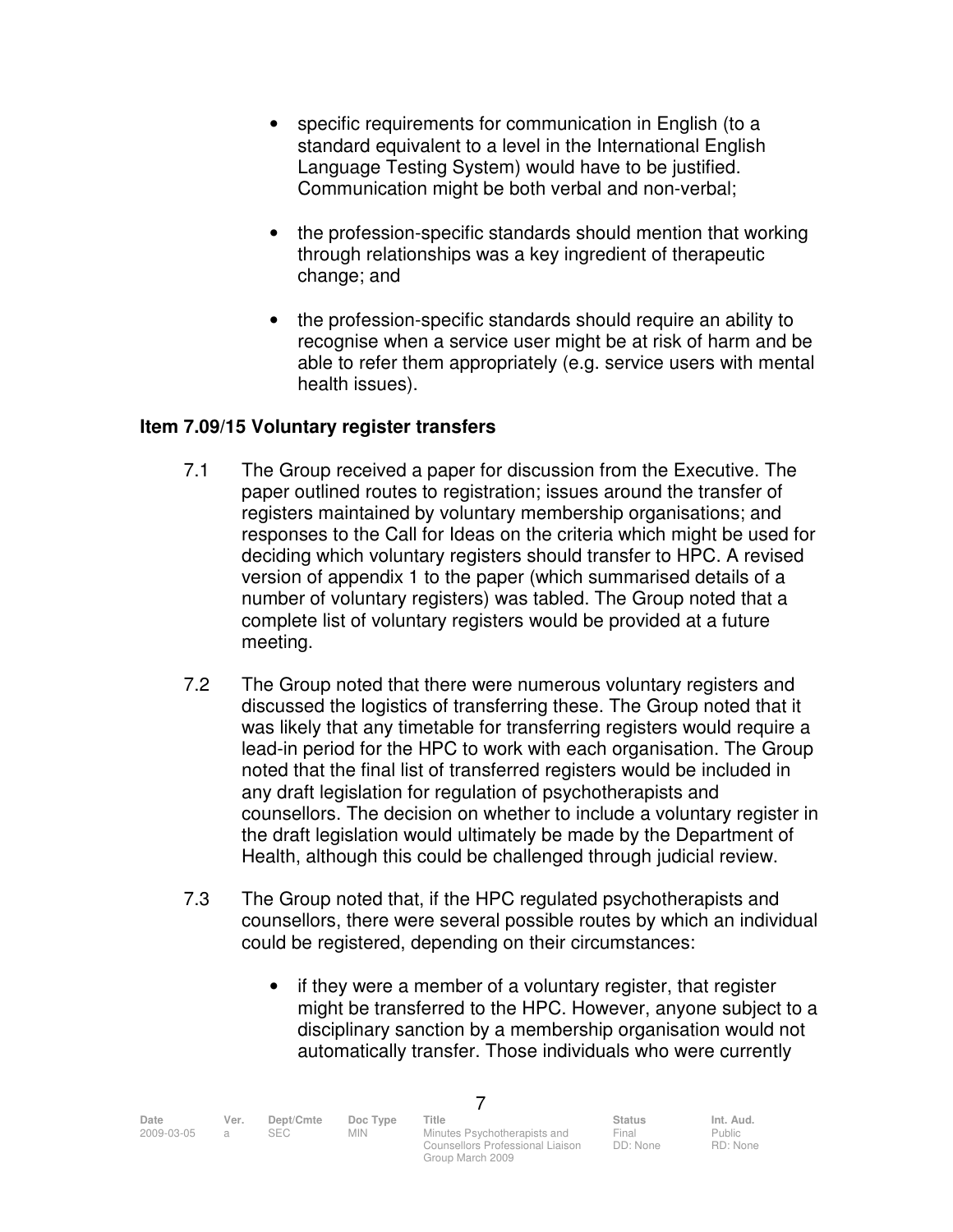- specific requirements for communication in English (to a standard equivalent to a level in the International English Language Testing System) would have to be justified. Communication might be both verbal and non-verbal;

- the profession-specific standards should mention that working through relationships was a key ingredient of therapeutic change; and

- the profession-specific standards should require an ability to recognise when a service user might be at risk of harm and be able to refer them appropriately (e.g. service users with mental health issues).

**Item 7.09/15 Voluntary register transfers**

7.1 The Group received a paper for discussion from the Executive. The paper outlined routes to registration; issues around the transfer of registers maintained by voluntary membership organisations; and responses to the Call for Ideas on the criteria which might be used for deciding which voluntary registers should transfer to HPC. A revised version of appendix 1 to the paper (which summarised details of a number of voluntary registers) was tabled. The Group noted that a complete list of voluntary registers would be provided at a future meeting.

7.2 The Group noted that there were numerous voluntary registers and discussed the logistics of transferring these. The Group noted that it was likely that any timetable for transferring registers would require a lead-in period for the HPC to work with each organisation. The Group noted that the final list of transferred registers would be included in any draft legislation for regulation of psychotherapists and counsellors. The decision on whether to include a voluntary register in the draft legislation would ultimately be made by the Department of Health, although this could be challenged through judicial review.

7.3 The Group noted that, if the HPC regulated psychotherapists and counsellors, there were several possible routes by which an individual could be registered, depending on their circumstances:

- if they were a member of a voluntary register, that register might be transferred to the HPC. However, anyone subject to a disciplinary sanction by a membership organisation would not automatically transfer. Those individuals who were currently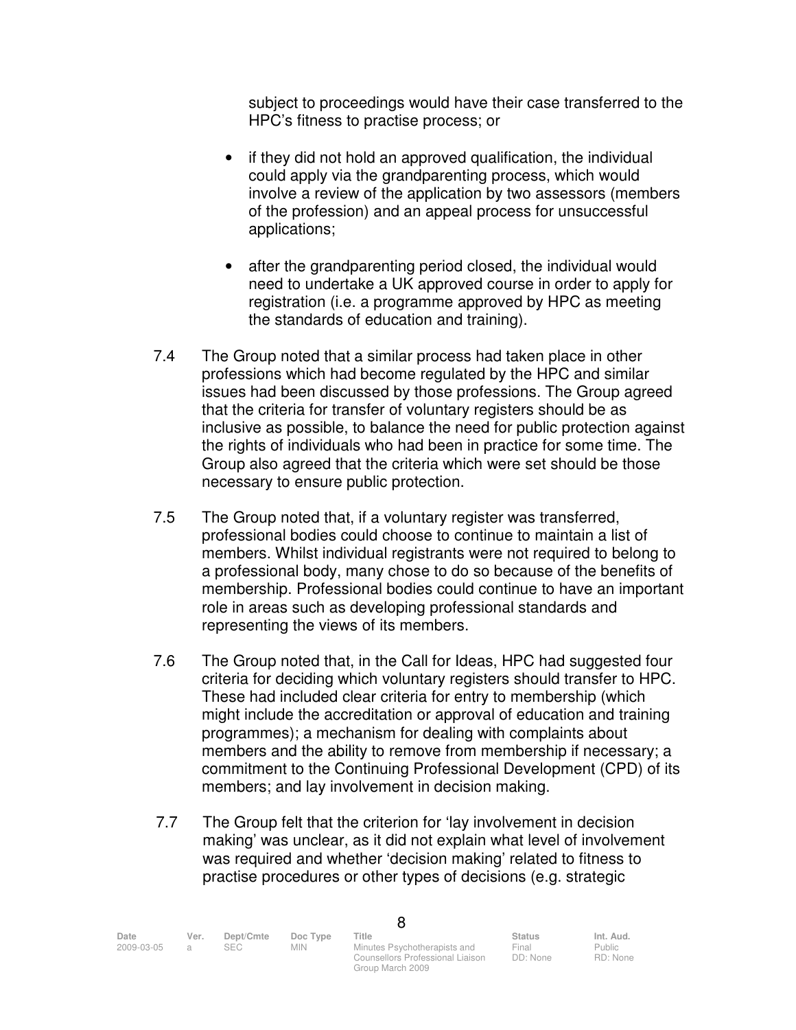subject to proceedings would have their case transferred to the HPC's fitness to practise process; or

- if they did not hold an approved qualification, the individual could apply via the grandparenting process, which would involve a review of the application by two assessors (members of the profession) and an appeal process for unsuccessful applications;

- after the grandparenting period closed, the individual would need to undertake a UK approved course in order to apply for registration (i.e. a programme approved by HPC as meeting the standards of education and training).

7.4 The Group noted that a similar process had taken place in other professions which had become regulated by the HPC and similar issues had been discussed by those professions. The Group agreed that the criteria for transfer of voluntary registers should be as inclusive as possible, to balance the need for public protection against the rights of individuals who had been in practice for some time. The Group also agreed that the criteria which were set should be those necessary to ensure public protection.

7.5 The Group noted that, if a voluntary register was transferred, professional bodies could choose to continue to maintain a list of members. Whilst individual registrants were not required to belong to a professional body, many chose to do so because of the benefits of membership. Professional bodies could continue to have an important role in areas such as developing professional standards and representing the views of its members.

7.6 The Group noted that, in the Call for Ideas, HPC had suggested four criteria for deciding which voluntary registers should transfer to HPC. These had included clear criteria for entry to membership (which might include the accreditation or approval of education and training programmes); a mechanism for dealing with complaints about members and the ability to remove from membership if necessary; a commitment to the Continuing Professional Development (CPD) of its members; and lay involvement in decision making.

7.7 The Group felt that the criterion for 'lay involvement in decision making' was unclear, as it did not explain what level of involvement was required and whether 'decision making' related to fitness to practise procedures or other types of decisions (e.g. strategic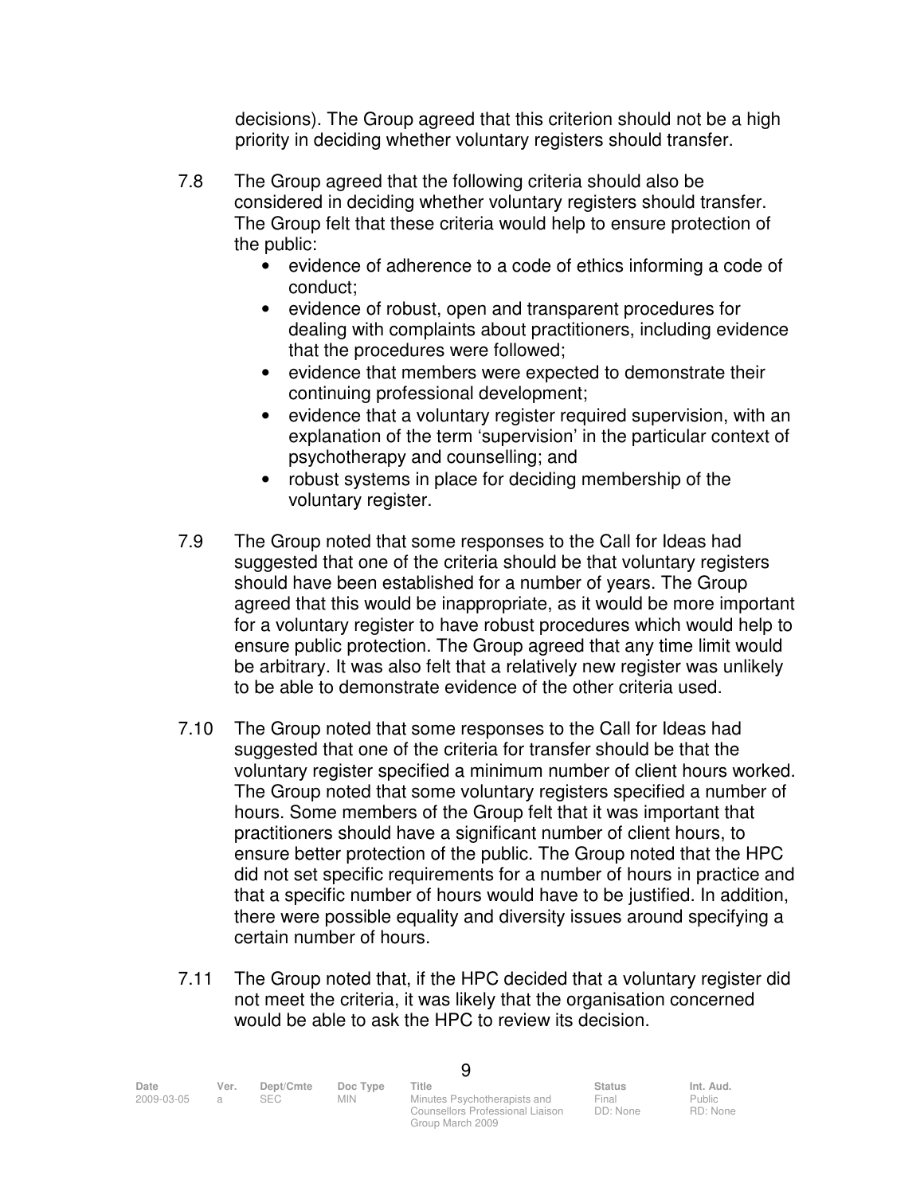decisions). The Group agreed that this criterion should not be a high priority in deciding whether voluntary registers should transfer.

7.8 The Group agreed that the following criteria should also be considered in deciding whether voluntary registers should transfer. The Group felt that these criteria would help to ensure protection of the public:

- evidence of adherence to a code of ethics informing a code of conduct;
- evidence of robust, open and transparent procedures for dealing with complaints about practitioners, including evidence that the procedures were followed;
- evidence that members were expected to demonstrate their continuing professional development;
- evidence that a voluntary register required supervision, with an explanation of the term 'supervision' in the particular context of psychotherapy and counselling; and
- robust systems in place for deciding membership of the voluntary register.

7.9 The Group noted that some responses to the Call for Ideas had suggested that one of the criteria should be that voluntary registers should have been established for a number of years. The Group agreed that this would be inappropriate, as it would be more important for a voluntary register to have robust procedures which would help to ensure public protection. The Group agreed that any time limit would be arbitrary. It was also felt that a relatively new register was unlikely to be able to demonstrate evidence of the other criteria used.

7.10 The Group noted that some responses to the Call for Ideas had suggested that one of the criteria for transfer should be that the voluntary register specified a minimum number of client hours worked. The Group noted that some voluntary registers specified a number of hours. Some members of the Group felt that it was important that practitioners should have a significant number of client hours, to ensure better protection of the public. The Group noted that the HPC did not set specific requirements for a number of hours in practice and that a specific number of hours would have to be justified. In addition, there were possible equality and diversity issues around specifying a certain number of hours.

7.11 The Group noted that, if the HPC decided that a voluntary register did not meet the criteria, it was likely that the organisation concerned would be able to ask the HPC to review its decision.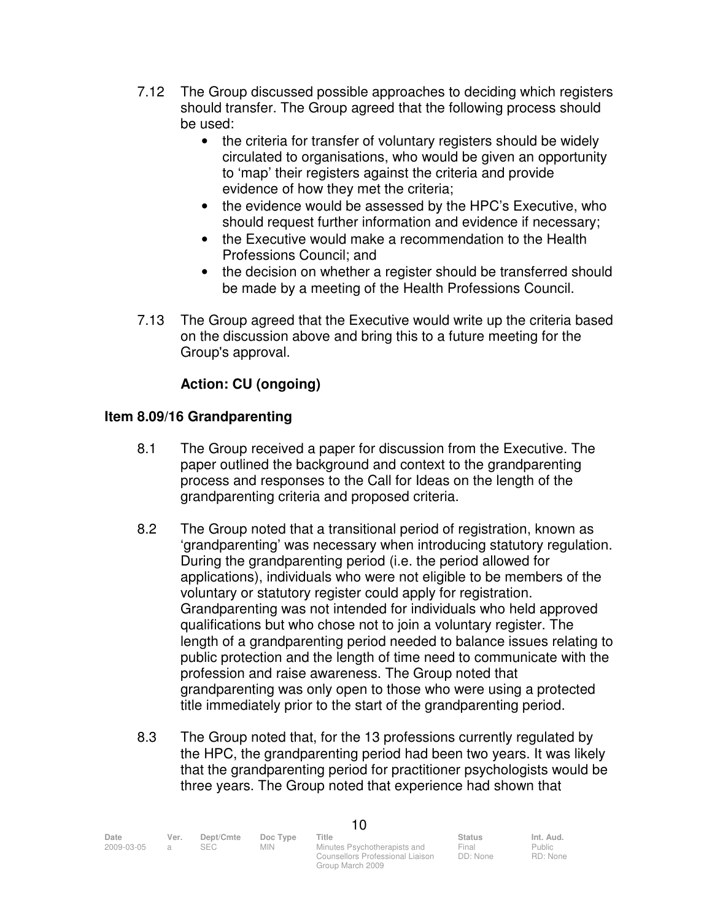7.12 The Group discussed possible approaches to deciding which registers should transfer. The Group agreed that the following process should be used:

- the criteria for transfer of voluntary registers should be widely circulated to organisations, who would be given an opportunity to 'map' their registers against the criteria and provide evidence of how they met the criteria;
- the evidence would be assessed by the HPC's Executive, who should request further information and evidence if necessary;
- the Executive would make a recommendation to the Health Professions Council; and
- the decision on whether a register should be transferred should be made by a meeting of the Health Professions Council.

7.13 The Group agreed that the Executive would write up the criteria based on the discussion above and bring this to a future meeting for the Group's approval.

**Action: CU (ongoing)**

### Item 8.09/16 Grandparenting

8.1 The Group received a paper for discussion from the Executive. The paper outlined the background and context to the grandparenting process and responses to the Call for Ideas on the length of the grandparenting criteria and proposed criteria.

8.2 The Group noted that a transitional period of registration, known as 'grandparenting' was necessary when introducing statutory regulation. During the grandparenting period (i.e. the period allowed for applications), individuals who were not eligible to be members of the voluntary or statutory register could apply for registration. Grandparenting was not intended for individuals who held approved qualifications but who chose not to join a voluntary register. The length of a grandparenting period needed to balance issues relating to public protection and the length of time need to communicate with the profession and raise awareness. The Group noted that grandparenting was only open to those who were using a protected title immediately prior to the start of the grandparenting period.

8.3 The Group noted that, for the 13 professions currently regulated by the HPC, the grandparenting period had been two years. It was likely that the grandparenting period for practitioner psychologists would be three years. The Group noted that experience had shown that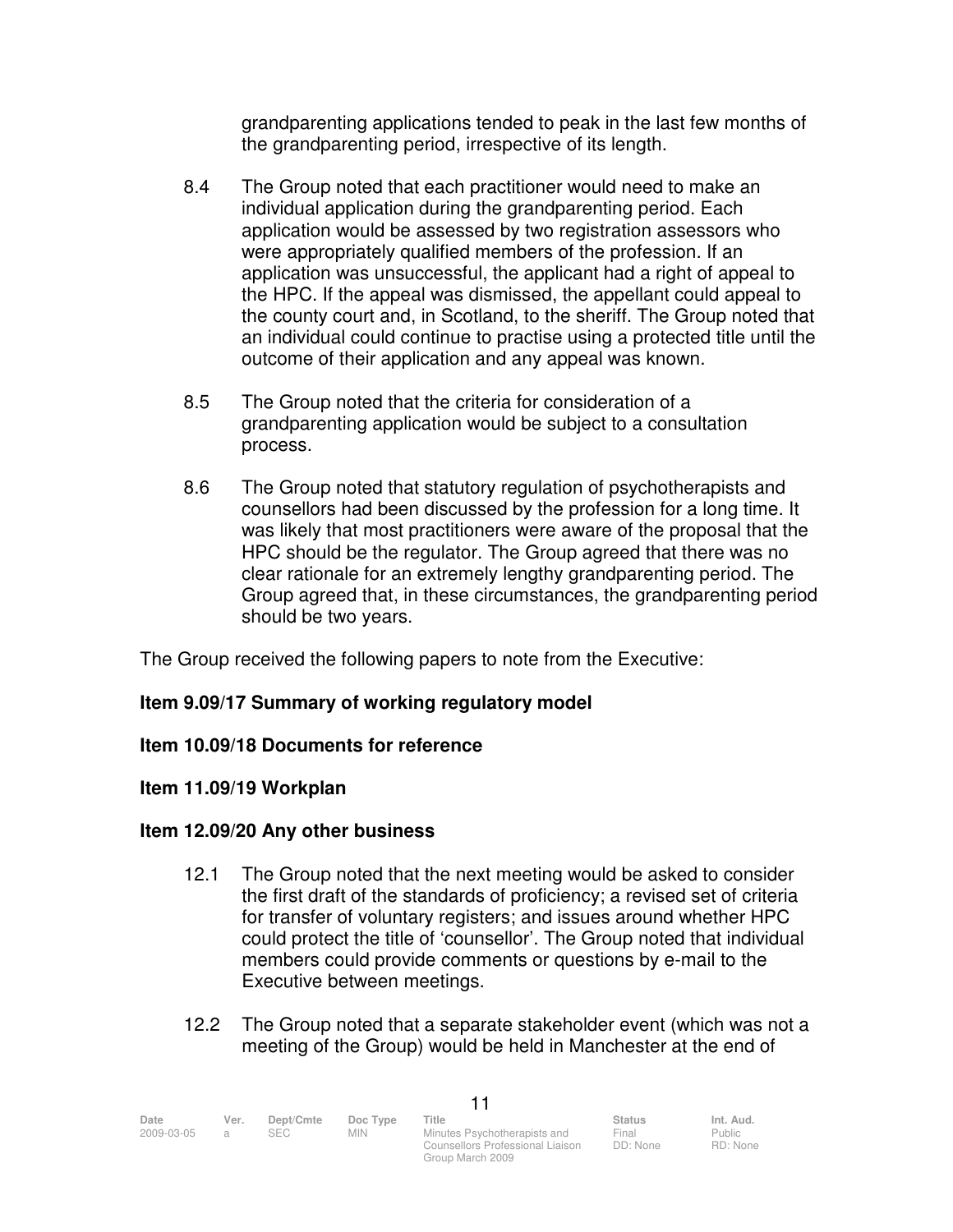grandparenting applications tended to peak in the last few months of the grandparenting period, irrespective of its length.

8.4 The Group noted that each practitioner would need to make an individual application during the grandparenting period. Each application would be assessed by two registration assessors who were appropriately qualified members of the profession. If an application was unsuccessful, the applicant had a right of appeal to the HPC. If the appeal was dismissed, the appellant could appeal to the county court and, in Scotland, to the sheriff. The Group noted that an individual could continue to practise using a protected title until the outcome of their application and any appeal was known.

8.5 The Group noted that the criteria for consideration of a grandparenting application would be subject to a consultation process.

8.6 The Group noted that statutory regulation of psychotherapists and counsellors had been discussed by the profession for a long time. It was likely that most practitioners were aware of the proposal that the HPC should be the regulator. The Group agreed that there was no clear rationale for an extremely lengthy grandparenting period. The Group agreed that, in these circumstances, the grandparenting period should be two years.

The Group received the following papers to note from the Executive:

**Item 9.09/17 Summary of working regulatory model**

**Item 10.09/18 Documents for reference**

**Item 11.09/19 Workplan**

**Item 12.09/20 Any other business**

12.1 The Group noted that the next meeting would be asked to consider the first draft of the standards of proficiency; a revised set of criteria for transfer of voluntary registers; and issues around whether HPC could protect the title of 'counsellor'. The Group noted that individual members could provide comments or questions by e-mail to the Executive between meetings.

12.2 The Group noted that a separate stakeholder event (which was not a meeting of the Group) would be held in Manchester at the end of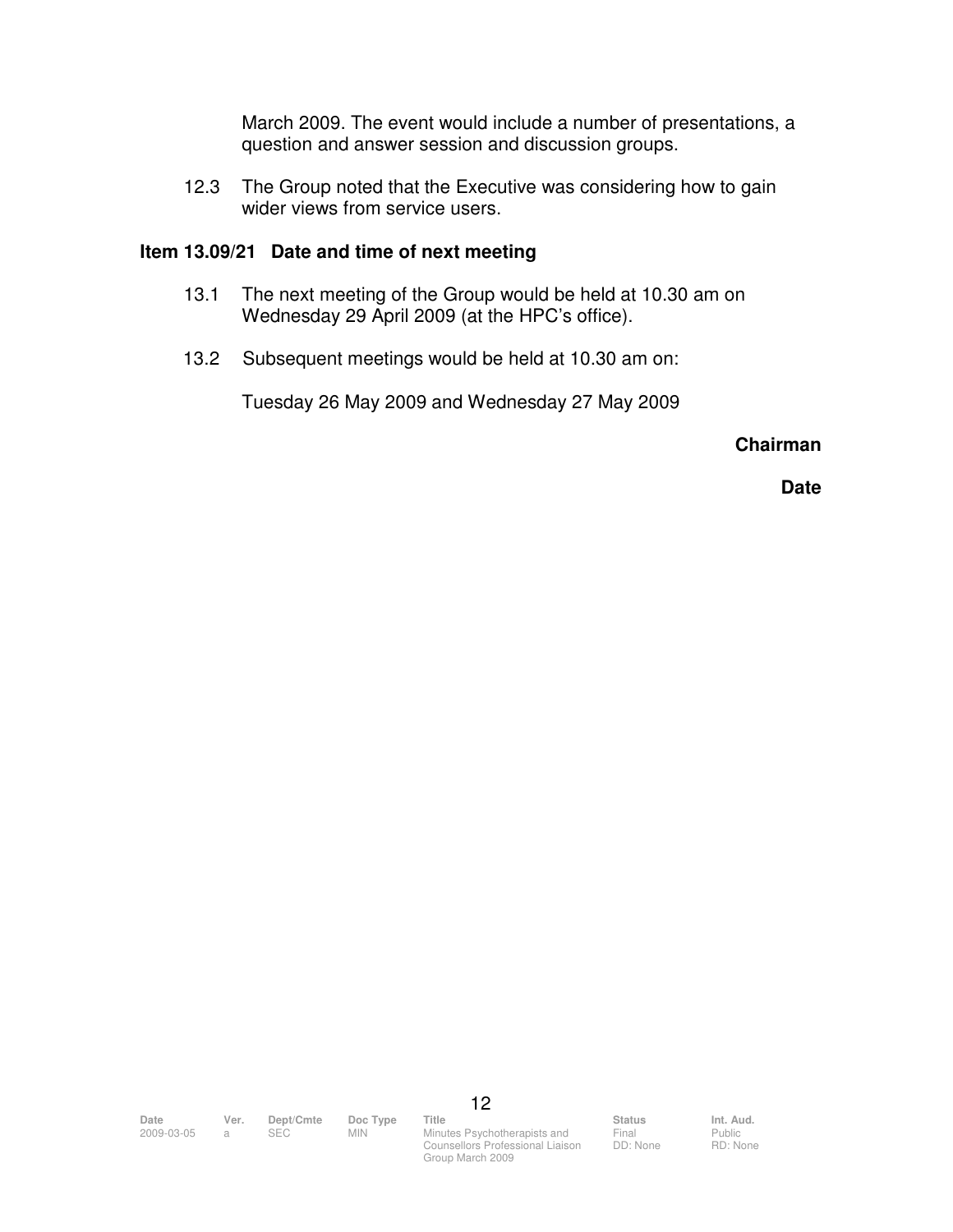March 2009. The event would include a number of presentations, a question and answer session and discussion groups.

12.3 The Group noted that the Executive was considering how to gain wider views from service users.

**Item 13.09/21 Date and time of next meeting**

13.1 The next meeting of the Group would be held at 10.30 am on Wednesday 29 April 2009 (at the HPC's office).

13.2 Subsequent meetings would be held at 10.30 am on:

Tuesday 26 May 2009 and Wednesday 27 May 2009

**Chairman**

**Date**